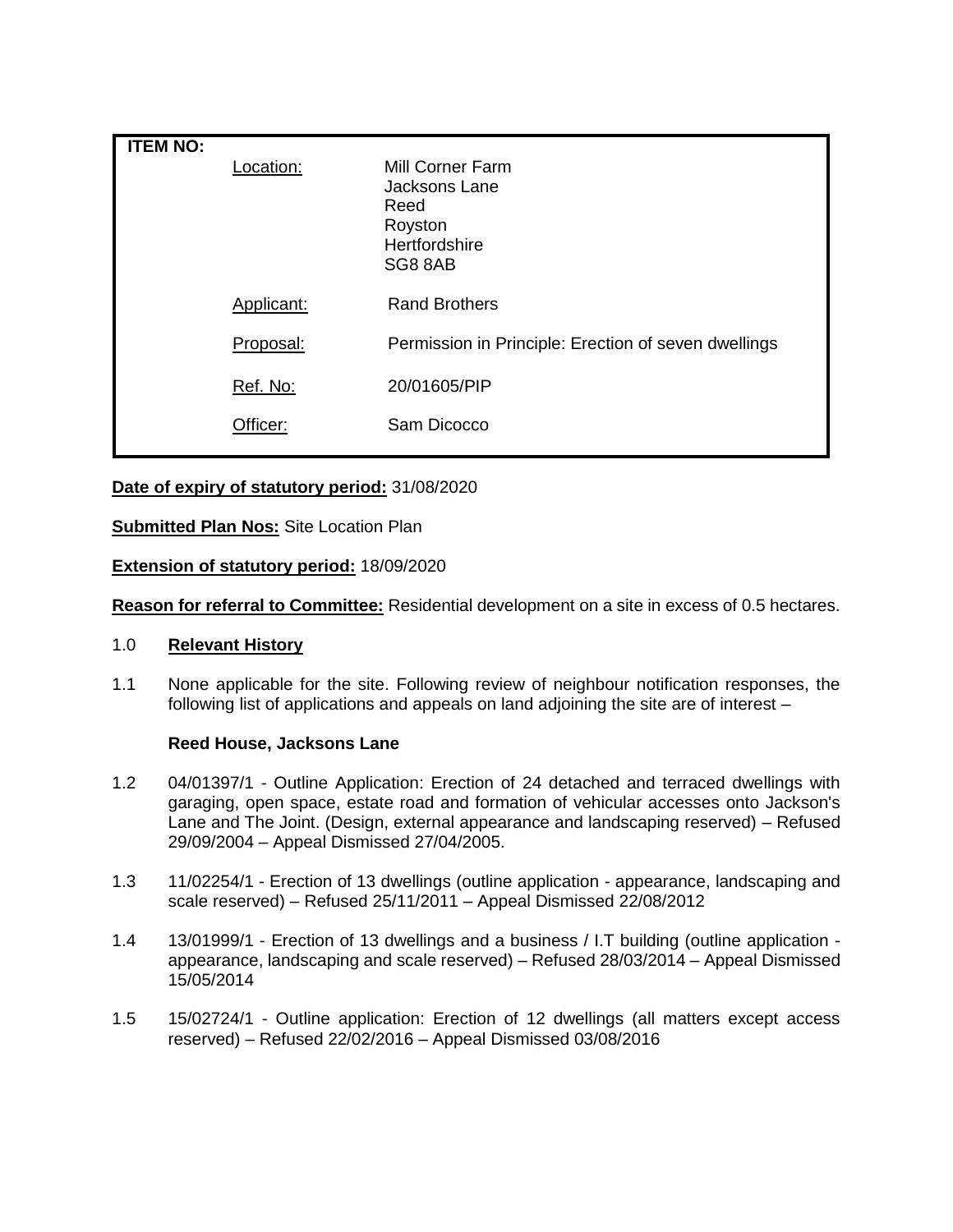| **ITEM NO:** | | |
|---|---|---|
| | Location: | Mill Corner Farm<br>Jacksons Lane<br>Reed<br>Royston<br>Hertfordshire<br>SG8 8AB |
| | Applicant: | Rand Brothers |
| | Proposal: | Permission in Principle: Erection of seven dwellings |
| | Ref. No: | 20/01605/PIP |
| | Officer: | Sam Dicocco |

**Date of expiry of statutory period:** 31/08/2020

**Submitted Plan Nos:** Site Location Plan

**Extension of statutory period:** 18/09/2020

**Reason for referral to Committee:** Residential development on a site in excess of 0.5 hectares.

1.0 **Relevant History**

1.1 None applicable for the site. Following review of neighbour notification responses, the following list of applications and appeals on land adjoining the site are of interest –

**Reed House, Jacksons Lane**

1.2 04/01397/1 - Outline Application: Erection of 24 detached and terraced dwellings with garaging, open space, estate road and formation of vehicular accesses onto Jackson's Lane and The Joint. (Design, external appearance and landscaping reserved) – Refused 29/09/2004 – Appeal Dismissed 27/04/2005.

1.3 11/02254/1 - Erection of 13 dwellings (outline application - appearance, landscaping and scale reserved) – Refused 25/11/2011 – Appeal Dismissed 22/08/2012

1.4 13/01999/1 - Erection of 13 dwellings and a business / I.T building (outline application - appearance, landscaping and scale reserved) – Refused 28/03/2014 – Appeal Dismissed 15/05/2014

1.5 15/02724/1 - Outline application: Erection of 12 dwellings (all matters except access reserved) – Refused 22/02/2016 – Appeal Dismissed 03/08/2016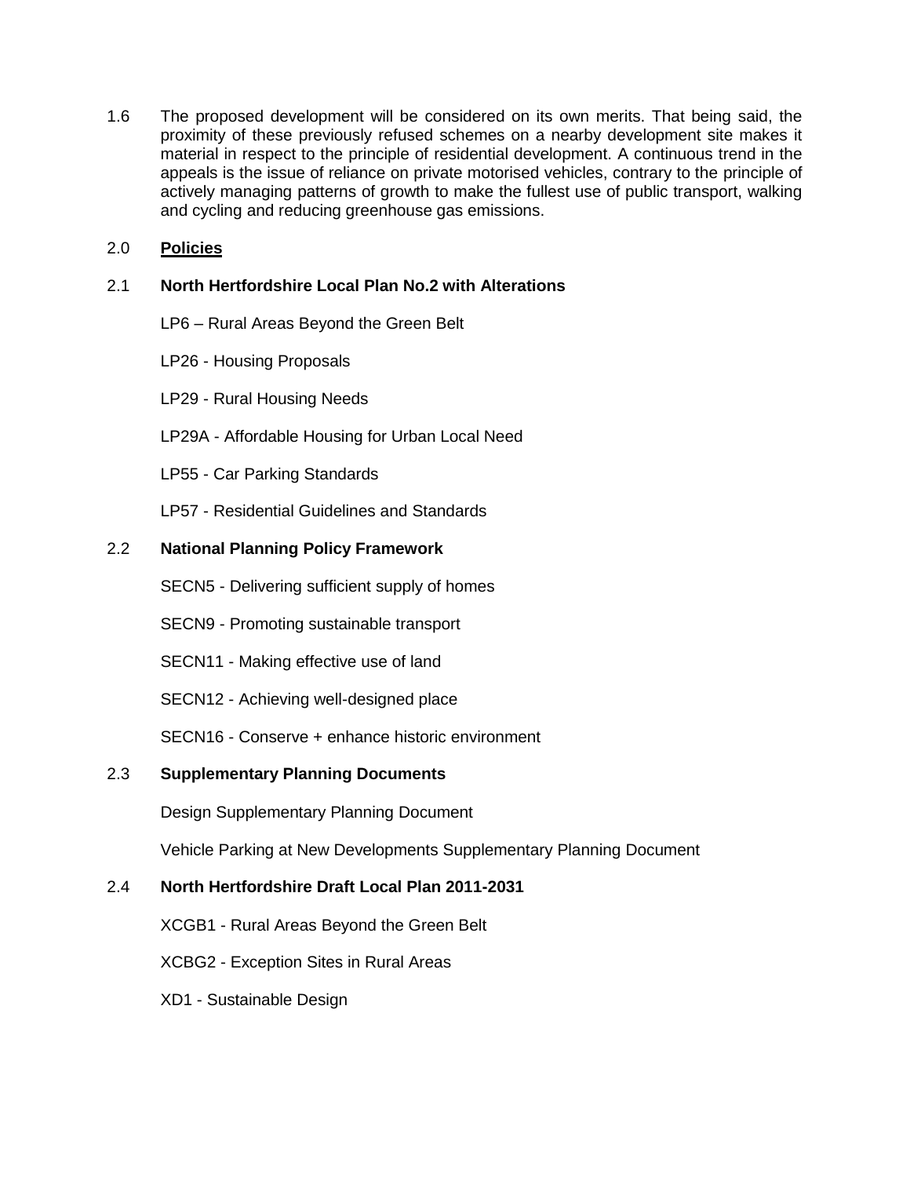1.6 The proposed development will be considered on its own merits. That being said, the proximity of these previously refused schemes on a nearby development site makes it material in respect to the principle of residential development. A continuous trend in the appeals is the issue of reliance on private motorised vehicles, contrary to the principle of actively managing patterns of growth to make the fullest use of public transport, walking and cycling and reducing greenhouse gas emissions.

## 2.0 **Policies**

### 2.1 North Hertfordshire Local Plan No.2 with Alterations

LP6 – Rural Areas Beyond the Green Belt

LP26 - Housing Proposals

LP29 - Rural Housing Needs

LP29A - Affordable Housing for Urban Local Need

LP55 - Car Parking Standards

LP57 - Residential Guidelines and Standards

### 2.2 National Planning Policy Framework

SECN5 - Delivering sufficient supply of homes

SECN9 - Promoting sustainable transport

SECN11 - Making effective use of land

SECN12 - Achieving well-designed place

SECN16 - Conserve + enhance historic environment

### 2.3 Supplementary Planning Documents

Design Supplementary Planning Document

Vehicle Parking at New Developments Supplementary Planning Document

### 2.4 North Hertfordshire Draft Local Plan 2011-2031

XCGB1 - Rural Areas Beyond the Green Belt

XCBG2 - Exception Sites in Rural Areas

XD1 - Sustainable Design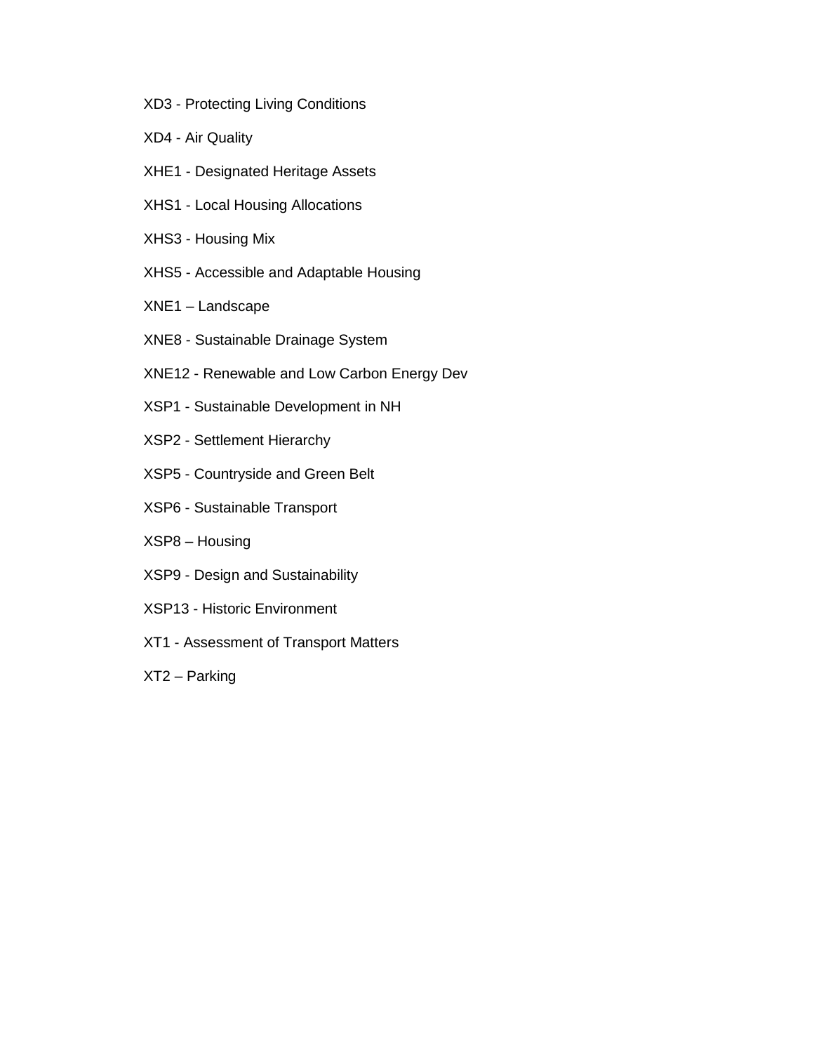XD3 - Protecting Living Conditions

XD4 - Air Quality

XHE1 - Designated Heritage Assets

XHS1 - Local Housing Allocations

XHS3 - Housing Mix

XHS5 - Accessible and Adaptable Housing

XNE1 – Landscape

XNE8 - Sustainable Drainage System

XNE12 - Renewable and Low Carbon Energy Dev

XSP1 - Sustainable Development in NH

XSP2 - Settlement Hierarchy

XSP5 - Countryside and Green Belt

XSP6 - Sustainable Transport

XSP8 – Housing

XSP9 - Design and Sustainability

XSP13 - Historic Environment

XT1 - Assessment of Transport Matters

XT2 – Parking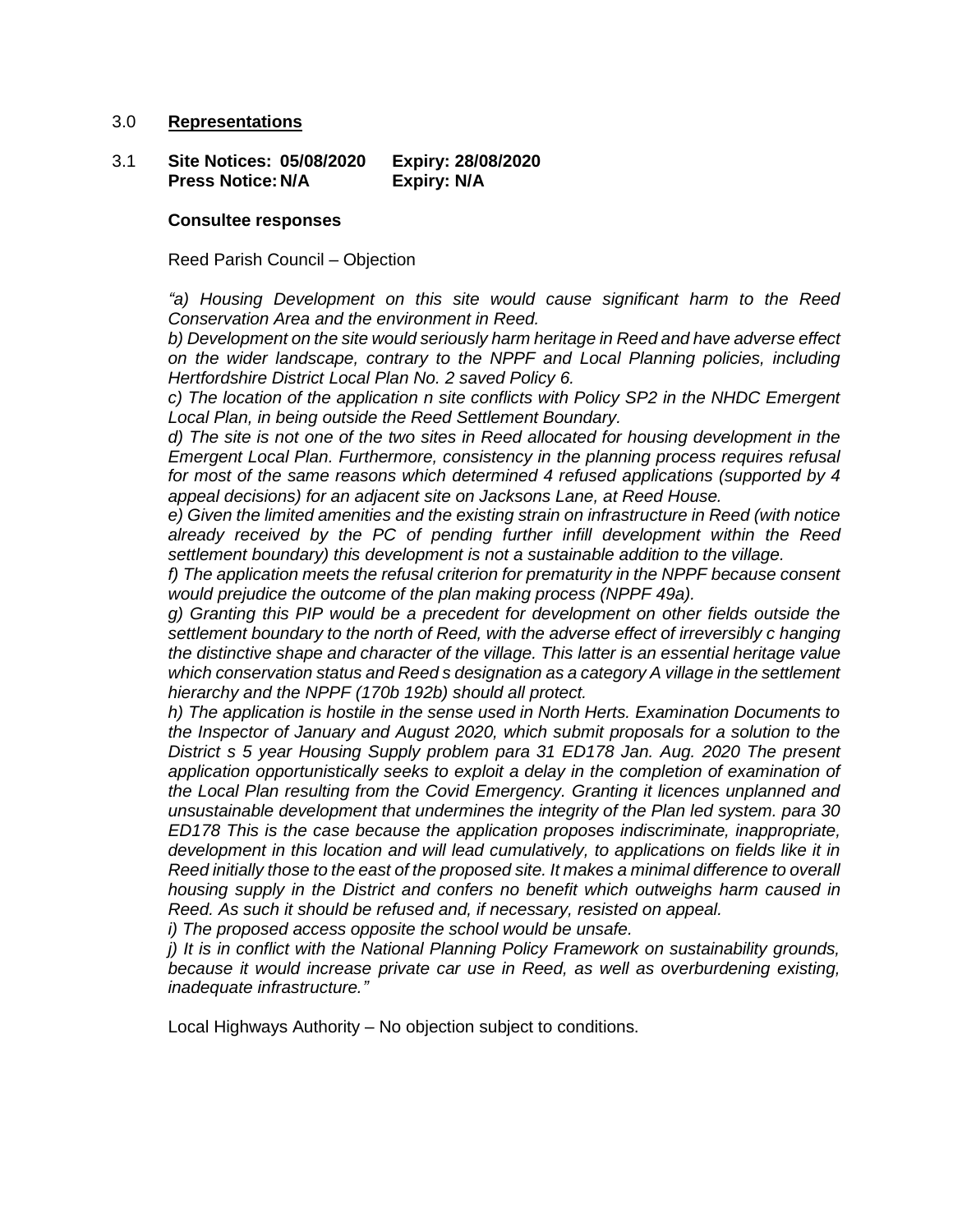3.0 **Representations**

3.1 **Site Notices: 05/08/2020 Expiry: 28/08/2020**
**Press Notice: N/A Expiry: N/A**

**Consultee responses**

Reed Parish Council – Objection

*"a) Housing Development on this site would cause significant harm to the Reed Conservation Area and the environment in Reed.*
*b) Development on the site would seriously harm heritage in Reed and have adverse effect on the wider landscape, contrary to the NPPF and Local Planning policies, including Hertfordshire District Local Plan No. 2 saved Policy 6.*
*c) The location of the application n site conflicts with Policy SP2 in the NHDC Emergent Local Plan, in being outside the Reed Settlement Boundary.*
*d) The site is not one of the two sites in Reed allocated for housing development in the Emergent Local Plan. Furthermore, consistency in the planning process requires refusal for most of the same reasons which determined 4 refused applications (supported by 4 appeal decisions) for an adjacent site on Jacksons Lane, at Reed House.*
*e) Given the limited amenities and the existing strain on infrastructure in Reed (with notice already received by the PC of pending further infill development within the Reed settlement boundary) this development is not a sustainable addition to the village.*
*f) The application meets the refusal criterion for prematurity in the NPPF because consent would prejudice the outcome of the plan making process (NPPF 49a).*
*g) Granting this PIP would be a precedent for development on other fields outside the settlement boundary to the north of Reed, with the adverse effect of irreversibly c hanging the distinctive shape and character of the village. This latter is an essential heritage value which conservation status and Reed s designation as a category A village in the settlement hierarchy and the NPPF (170b 192b) should all protect.*
*h) The application is hostile in the sense used in North Herts. Examination Documents to the Inspector of January and August 2020, which submit proposals for a solution to the District s 5 year Housing Supply problem para 31 ED178 Jan. Aug. 2020 The present application opportunistically seeks to exploit a delay in the completion of examination of the Local Plan resulting from the Covid Emergency. Granting it licences unplanned and unsustainable development that undermines the integrity of the Plan led system. para 30 ED178 This is the case because the application proposes indiscriminate, inappropriate, development in this location and will lead cumulatively, to applications on fields like it in Reed initially those to the east of the proposed site. It makes a minimal difference to overall housing supply in the District and confers no benefit which outweighs harm caused in Reed. As such it should be refused and, if necessary, resisted on appeal.*
*i) The proposed access opposite the school would be unsafe.*
*j) It is in conflict with the National Planning Policy Framework on sustainability grounds, because it would increase private car use in Reed, as well as overburdening existing, inadequate infrastructure."*

Local Highways Authority – No objection subject to conditions.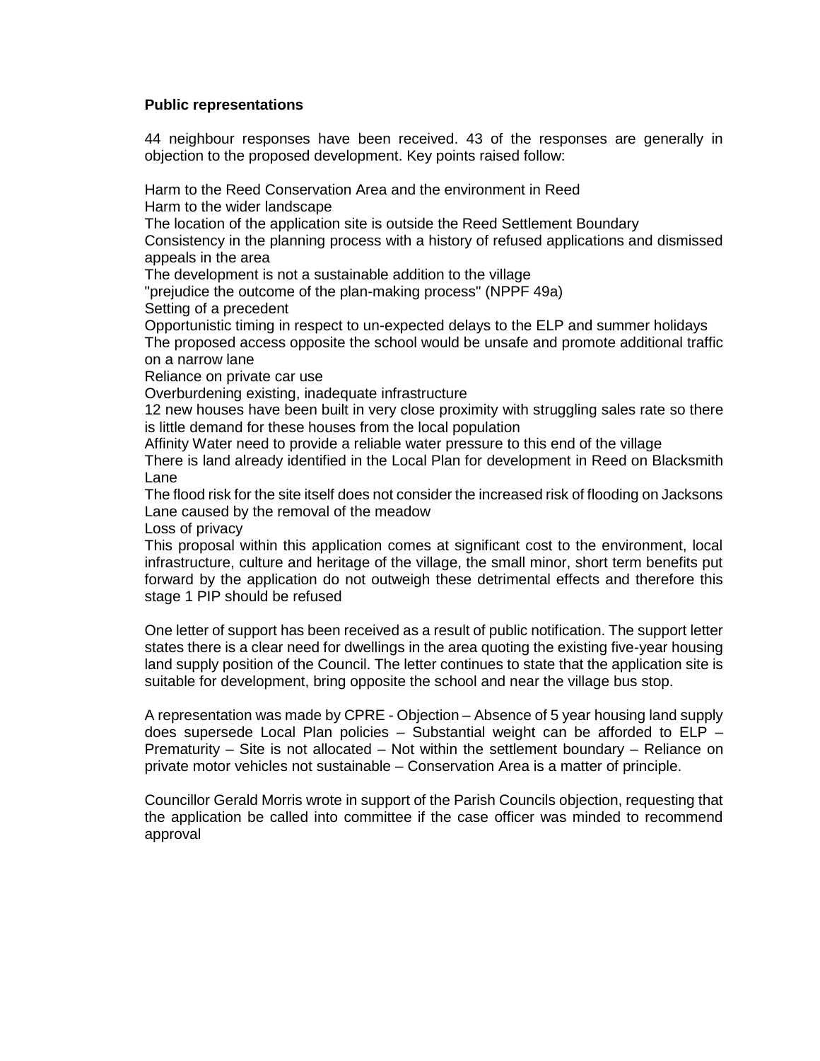**Public representations**

44 neighbour responses have been received. 43 of the responses are generally in objection to the proposed development. Key points raised follow:

Harm to the Reed Conservation Area and the environment in Reed
Harm to the wider landscape
The location of the application site is outside the Reed Settlement Boundary
Consistency in the planning process with a history of refused applications and dismissed appeals in the area
The development is not a sustainable addition to the village
"prejudice the outcome of the plan-making process" (NPPF 49a)
Setting of a precedent
Opportunistic timing in respect to un-expected delays to the ELP and summer holidays
The proposed access opposite the school would be unsafe and promote additional traffic on a narrow lane
Reliance on private car use
Overburdening existing, inadequate infrastructure
12 new houses have been built in very close proximity with struggling sales rate so there is little demand for these houses from the local population
Affinity Water need to provide a reliable water pressure to this end of the village
There is land already identified in the Local Plan for development in Reed on Blacksmith Lane
The flood risk for the site itself does not consider the increased risk of flooding on Jacksons Lane caused by the removal of the meadow
Loss of privacy
This proposal within this application comes at significant cost to the environment, local infrastructure, culture and heritage of the village, the small minor, short term benefits put forward by the application do not outweigh these detrimental effects and therefore this stage 1 PIP should be refused

One letter of support has been received as a result of public notification. The support letter states there is a clear need for dwellings in the area quoting the existing five-year housing land supply position of the Council. The letter continues to state that the application site is suitable for development, bring opposite the school and near the village bus stop.

A representation was made by CPRE - Objection – Absence of 5 year housing land supply does supersede Local Plan policies – Substantial weight can be afforded to ELP – Prematurity – Site is not allocated – Not within the settlement boundary – Reliance on private motor vehicles not sustainable – Conservation Area is a matter of principle.

Councillor Gerald Morris wrote in support of the Parish Councils objection, requesting that the application be called into committee if the case officer was minded to recommend approval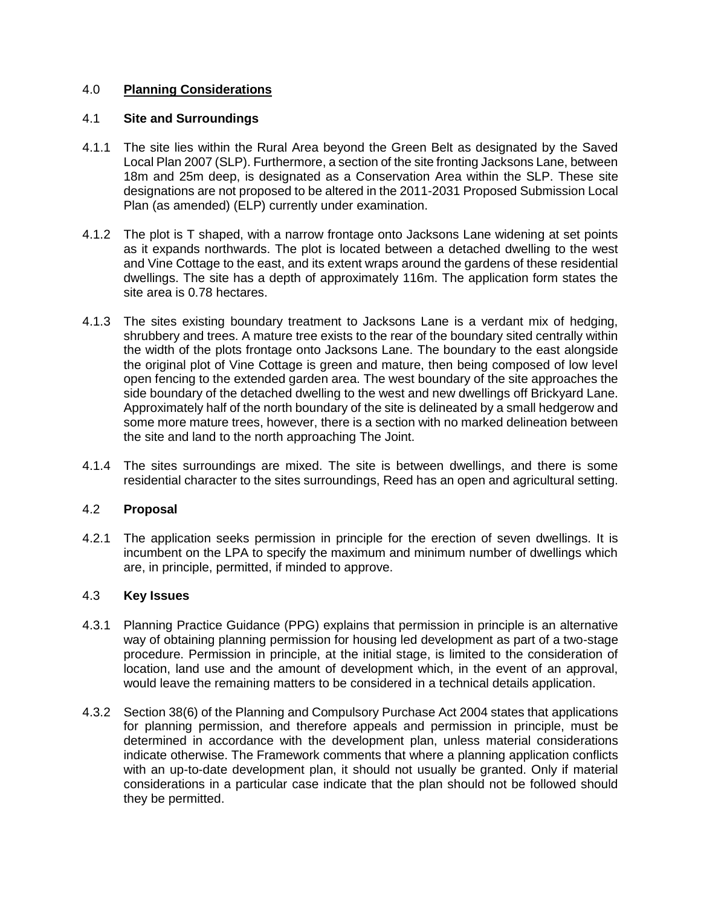## 4.0 **Planning Considerations**

### 4.1 **Site and Surroundings**

4.1.1 The site lies within the Rural Area beyond the Green Belt as designated by the Saved Local Plan 2007 (SLP). Furthermore, a section of the site fronting Jacksons Lane, between 18m and 25m deep, is designated as a Conservation Area within the SLP. These site designations are not proposed to be altered in the 2011-2031 Proposed Submission Local Plan (as amended) (ELP) currently under examination.

4.1.2 The plot is T shaped, with a narrow frontage onto Jacksons Lane widening at set points as it expands northwards. The plot is located between a detached dwelling to the west and Vine Cottage to the east, and its extent wraps around the gardens of these residential dwellings. The site has a depth of approximately 116m. The application form states the site area is 0.78 hectares.

4.1.3 The sites existing boundary treatment to Jacksons Lane is a verdant mix of hedging, shrubbery and trees. A mature tree exists to the rear of the boundary sited centrally within the width of the plots frontage onto Jacksons Lane. The boundary to the east alongside the original plot of Vine Cottage is green and mature, then being composed of low level open fencing to the extended garden area. The west boundary of the site approaches the side boundary of the detached dwelling to the west and new dwellings off Brickyard Lane. Approximately half of the north boundary of the site is delineated by a small hedgerow and some more mature trees, however, there is a section with no marked delineation between the site and land to the north approaching The Joint.

4.1.4 The sites surroundings are mixed. The site is between dwellings, and there is some residential character to the sites surroundings, Reed has an open and agricultural setting.

### 4.2 **Proposal**

4.2.1 The application seeks permission in principle for the erection of seven dwellings. It is incumbent on the LPA to specify the maximum and minimum number of dwellings which are, in principle, permitted, if minded to approve.

### 4.3 **Key Issues**

4.3.1 Planning Practice Guidance (PPG) explains that permission in principle is an alternative way of obtaining planning permission for housing led development as part of a two-stage procedure. Permission in principle, at the initial stage, is limited to the consideration of location, land use and the amount of development which, in the event of an approval, would leave the remaining matters to be considered in a technical details application.

4.3.2 Section 38(6) of the Planning and Compulsory Purchase Act 2004 states that applications for planning permission, and therefore appeals and permission in principle, must be determined in accordance with the development plan, unless material considerations indicate otherwise. The Framework comments that where a planning application conflicts with an up-to-date development plan, it should not usually be granted. Only if material considerations in a particular case indicate that the plan should not be followed should they be permitted.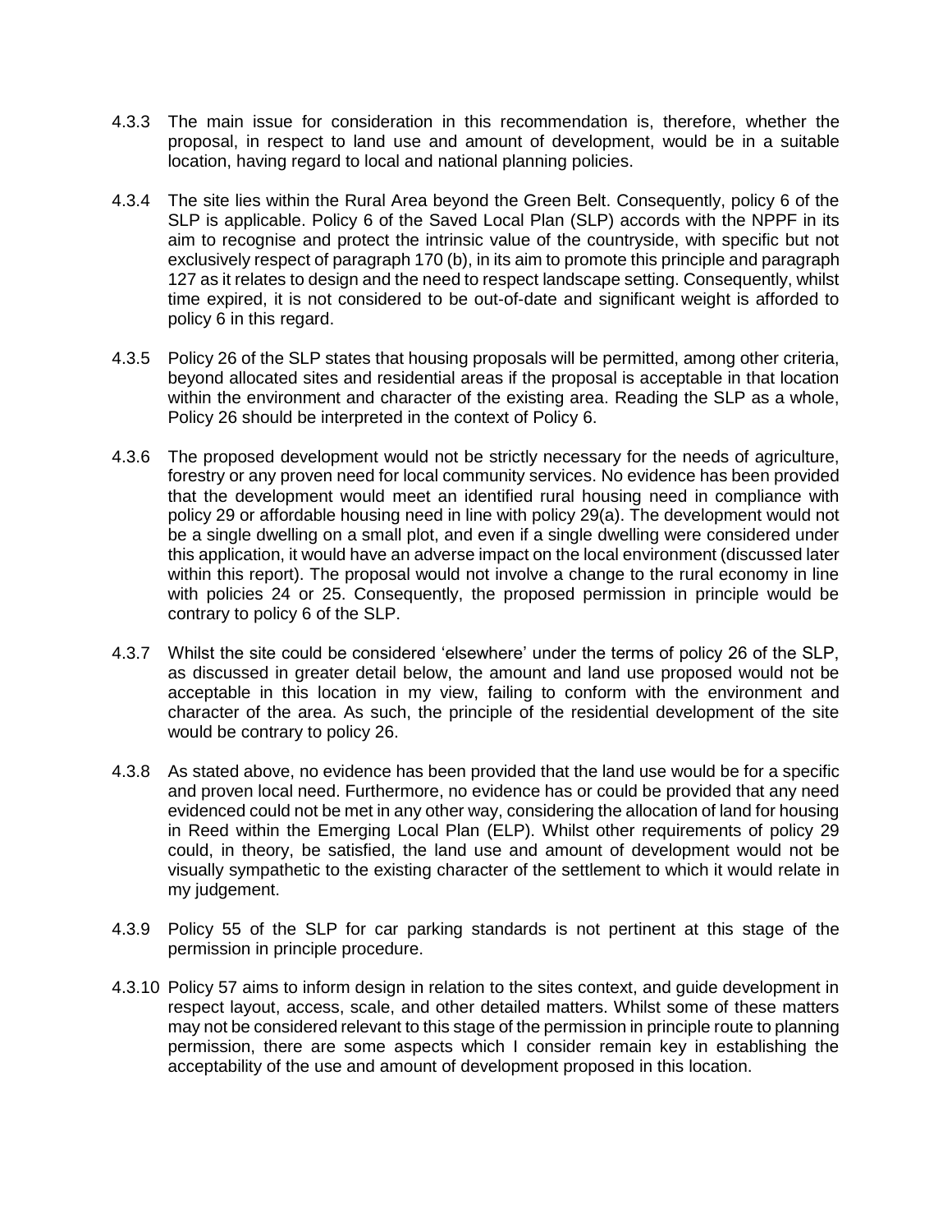4.3.3 The main issue for consideration in this recommendation is, therefore, whether the proposal, in respect to land use and amount of development, would be in a suitable location, having regard to local and national planning policies.

4.3.4 The site lies within the Rural Area beyond the Green Belt. Consequently, policy 6 of the SLP is applicable. Policy 6 of the Saved Local Plan (SLP) accords with the NPPF in its aim to recognise and protect the intrinsic value of the countryside, with specific but not exclusively respect of paragraph 170 (b), in its aim to promote this principle and paragraph 127 as it relates to design and the need to respect landscape setting. Consequently, whilst time expired, it is not considered to be out-of-date and significant weight is afforded to policy 6 in this regard.

4.3.5 Policy 26 of the SLP states that housing proposals will be permitted, among other criteria, beyond allocated sites and residential areas if the proposal is acceptable in that location within the environment and character of the existing area. Reading the SLP as a whole, Policy 26 should be interpreted in the context of Policy 6.

4.3.6 The proposed development would not be strictly necessary for the needs of agriculture, forestry or any proven need for local community services. No evidence has been provided that the development would meet an identified rural housing need in compliance with policy 29 or affordable housing need in line with policy 29(a). The development would not be a single dwelling on a small plot, and even if a single dwelling were considered under this application, it would have an adverse impact on the local environment (discussed later within this report). The proposal would not involve a change to the rural economy in line with policies 24 or 25. Consequently, the proposed permission in principle would be contrary to policy 6 of the SLP.

4.3.7 Whilst the site could be considered 'elsewhere' under the terms of policy 26 of the SLP, as discussed in greater detail below, the amount and land use proposed would not be acceptable in this location in my view, failing to conform with the environment and character of the area. As such, the principle of the residential development of the site would be contrary to policy 26.

4.3.8 As stated above, no evidence has been provided that the land use would be for a specific and proven local need. Furthermore, no evidence has or could be provided that any need evidenced could not be met in any other way, considering the allocation of land for housing in Reed within the Emerging Local Plan (ELP). Whilst other requirements of policy 29 could, in theory, be satisfied, the land use and amount of development would not be visually sympathetic to the existing character of the settlement to which it would relate in my judgement.

4.3.9 Policy 55 of the SLP for car parking standards is not pertinent at this stage of the permission in principle procedure.

4.3.10 Policy 57 aims to inform design in relation to the sites context, and guide development in respect layout, access, scale, and other detailed matters. Whilst some of these matters may not be considered relevant to this stage of the permission in principle route to planning permission, there are some aspects which I consider remain key in establishing the acceptability of the use and amount of development proposed in this location.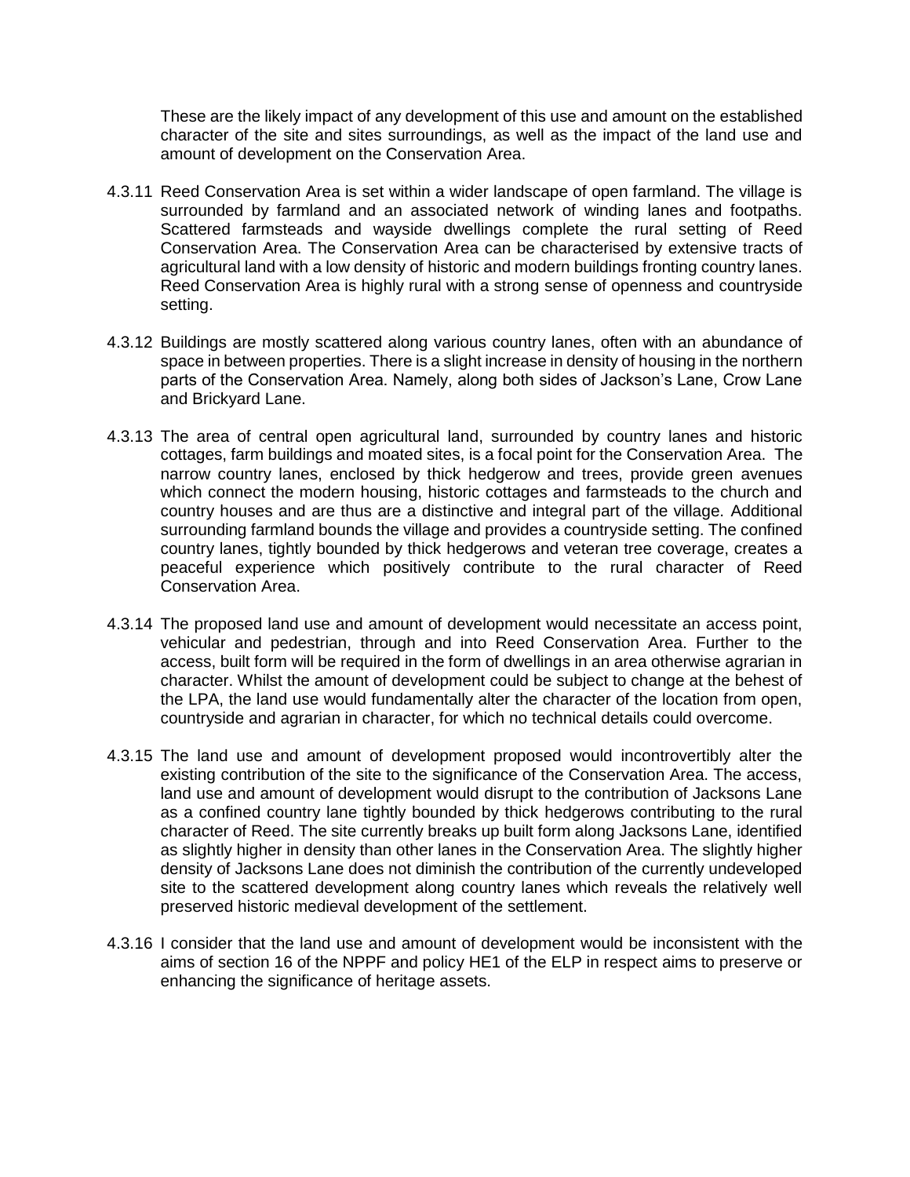These are the likely impact of any development of this use and amount on the established character of the site and sites surroundings, as well as the impact of the land use and amount of development on the Conservation Area.

4.3.11 Reed Conservation Area is set within a wider landscape of open farmland. The village is surrounded by farmland and an associated network of winding lanes and footpaths. Scattered farmsteads and wayside dwellings complete the rural setting of Reed Conservation Area. The Conservation Area can be characterised by extensive tracts of agricultural land with a low density of historic and modern buildings fronting country lanes. Reed Conservation Area is highly rural with a strong sense of openness and countryside setting.

4.3.12 Buildings are mostly scattered along various country lanes, often with an abundance of space in between properties. There is a slight increase in density of housing in the northern parts of the Conservation Area. Namely, along both sides of Jackson's Lane, Crow Lane and Brickyard Lane.

4.3.13 The area of central open agricultural land, surrounded by country lanes and historic cottages, farm buildings and moated sites, is a focal point for the Conservation Area. The narrow country lanes, enclosed by thick hedgerow and trees, provide green avenues which connect the modern housing, historic cottages and farmsteads to the church and country houses and are thus are a distinctive and integral part of the village. Additional surrounding farmland bounds the village and provides a countryside setting. The confined country lanes, tightly bounded by thick hedgerows and veteran tree coverage, creates a peaceful experience which positively contribute to the rural character of Reed Conservation Area.

4.3.14 The proposed land use and amount of development would necessitate an access point, vehicular and pedestrian, through and into Reed Conservation Area. Further to the access, built form will be required in the form of dwellings in an area otherwise agrarian in character. Whilst the amount of development could be subject to change at the behest of the LPA, the land use would fundamentally alter the character of the location from open, countryside and agrarian in character, for which no technical details could overcome.

4.3.15 The land use and amount of development proposed would incontrovertibly alter the existing contribution of the site to the significance of the Conservation Area. The access, land use and amount of development would disrupt to the contribution of Jacksons Lane as a confined country lane tightly bounded by thick hedgerows contributing to the rural character of Reed. The site currently breaks up built form along Jacksons Lane, identified as slightly higher in density than other lanes in the Conservation Area. The slightly higher density of Jacksons Lane does not diminish the contribution of the currently undeveloped site to the scattered development along country lanes which reveals the relatively well preserved historic medieval development of the settlement.

4.3.16 I consider that the land use and amount of development would be inconsistent with the aims of section 16 of the NPPF and policy HE1 of the ELP in respect aims to preserve or enhancing the significance of heritage assets.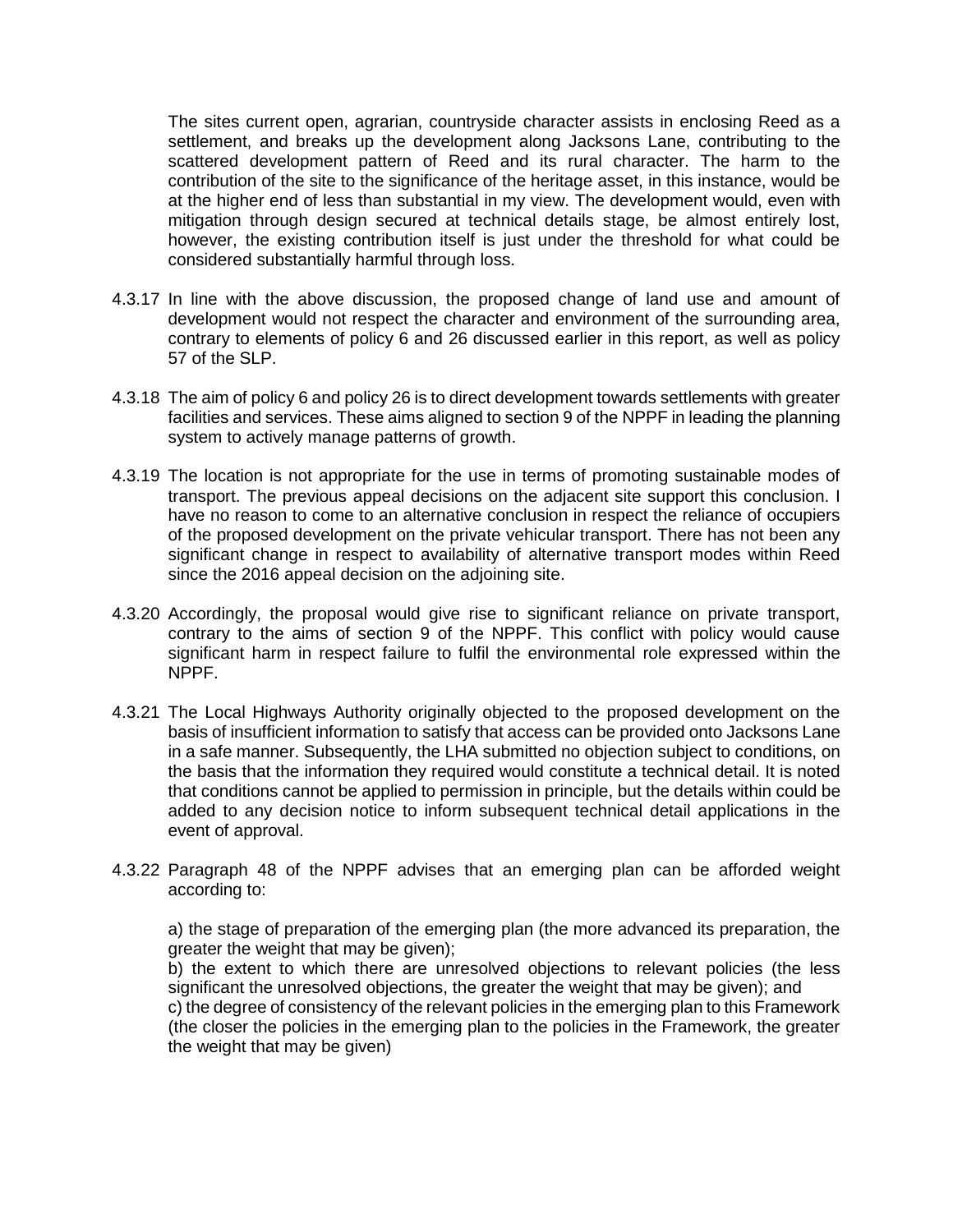The sites current open, agrarian, countryside character assists in enclosing Reed as a settlement, and breaks up the development along Jacksons Lane, contributing to the scattered development pattern of Reed and its rural character. The harm to the contribution of the site to the significance of the heritage asset, in this instance, would be at the higher end of less than substantial in my view. The development would, even with mitigation through design secured at technical details stage, be almost entirely lost, however, the existing contribution itself is just under the threshold for what could be considered substantially harmful through loss.

4.3.17 In line with the above discussion, the proposed change of land use and amount of development would not respect the character and environment of the surrounding area, contrary to elements of policy 6 and 26 discussed earlier in this report, as well as policy 57 of the SLP.

4.3.18 The aim of policy 6 and policy 26 is to direct development towards settlements with greater facilities and services. These aims aligned to section 9 of the NPPF in leading the planning system to actively manage patterns of growth.

4.3.19 The location is not appropriate for the use in terms of promoting sustainable modes of transport. The previous appeal decisions on the adjacent site support this conclusion. I have no reason to come to an alternative conclusion in respect the reliance of occupiers of the proposed development on the private vehicular transport. There has not been any significant change in respect to availability of alternative transport modes within Reed since the 2016 appeal decision on the adjoining site.

4.3.20 Accordingly, the proposal would give rise to significant reliance on private transport, contrary to the aims of section 9 of the NPPF. This conflict with policy would cause significant harm in respect failure to fulfil the environmental role expressed within the NPPF.

4.3.21 The Local Highways Authority originally objected to the proposed development on the basis of insufficient information to satisfy that access can be provided onto Jacksons Lane in a safe manner. Subsequently, the LHA submitted no objection subject to conditions, on the basis that the information they required would constitute a technical detail. It is noted that conditions cannot be applied to permission in principle, but the details within could be added to any decision notice to inform subsequent technical detail applications in the event of approval.

4.3.22 Paragraph 48 of the NPPF advises that an emerging plan can be afforded weight according to:

a) the stage of preparation of the emerging plan (the more advanced its preparation, the greater the weight that may be given);
b) the extent to which there are unresolved objections to relevant policies (the less significant the unresolved objections, the greater the weight that may be given); and
c) the degree of consistency of the relevant policies in the emerging plan to this Framework (the closer the policies in the emerging plan to the policies in the Framework, the greater the weight that may be given)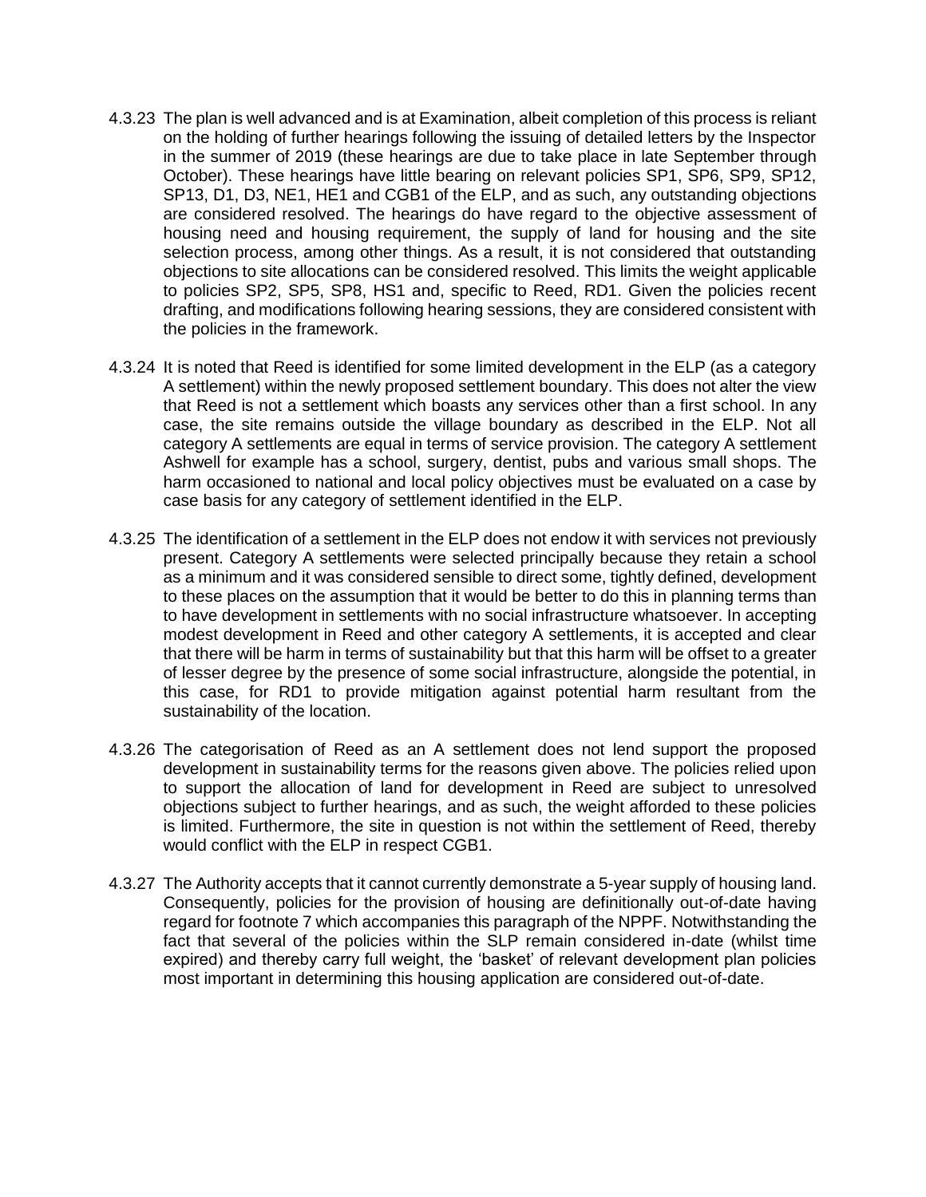4.3.23 The plan is well advanced and is at Examination, albeit completion of this process is reliant on the holding of further hearings following the issuing of detailed letters by the Inspector in the summer of 2019 (these hearings are due to take place in late September through October). These hearings have little bearing on relevant policies SP1, SP6, SP9, SP12, SP13, D1, D3, NE1, HE1 and CGB1 of the ELP, and as such, any outstanding objections are considered resolved. The hearings do have regard to the objective assessment of housing need and housing requirement, the supply of land for housing and the site selection process, among other things. As a result, it is not considered that outstanding objections to site allocations can be considered resolved. This limits the weight applicable to policies SP2, SP5, SP8, HS1 and, specific to Reed, RD1. Given the policies recent drafting, and modifications following hearing sessions, they are considered consistent with the policies in the framework.

4.3.24 It is noted that Reed is identified for some limited development in the ELP (as a category A settlement) within the newly proposed settlement boundary. This does not alter the view that Reed is not a settlement which boasts any services other than a first school. In any case, the site remains outside the village boundary as described in the ELP. Not all category A settlements are equal in terms of service provision. The category A settlement Ashwell for example has a school, surgery, dentist, pubs and various small shops. The harm occasioned to national and local policy objectives must be evaluated on a case by case basis for any category of settlement identified in the ELP.

4.3.25 The identification of a settlement in the ELP does not endow it with services not previously present. Category A settlements were selected principally because they retain a school as a minimum and it was considered sensible to direct some, tightly defined, development to these places on the assumption that it would be better to do this in planning terms than to have development in settlements with no social infrastructure whatsoever. In accepting modest development in Reed and other category A settlements, it is accepted and clear that there will be harm in terms of sustainability but that this harm will be offset to a greater of lesser degree by the presence of some social infrastructure, alongside the potential, in this case, for RD1 to provide mitigation against potential harm resultant from the sustainability of the location.

4.3.26 The categorisation of Reed as an A settlement does not lend support the proposed development in sustainability terms for the reasons given above. The policies relied upon to support the allocation of land for development in Reed are subject to unresolved objections subject to further hearings, and as such, the weight afforded to these policies is limited. Furthermore, the site in question is not within the settlement of Reed, thereby would conflict with the ELP in respect CGB1.

4.3.27 The Authority accepts that it cannot currently demonstrate a 5-year supply of housing land. Consequently, policies for the provision of housing are definitionally out-of-date having regard for footnote 7 which accompanies this paragraph of the NPPF. Notwithstanding the fact that several of the policies within the SLP remain considered in-date (whilst time expired) and thereby carry full weight, the 'basket' of relevant development plan policies most important in determining this housing application are considered out-of-date.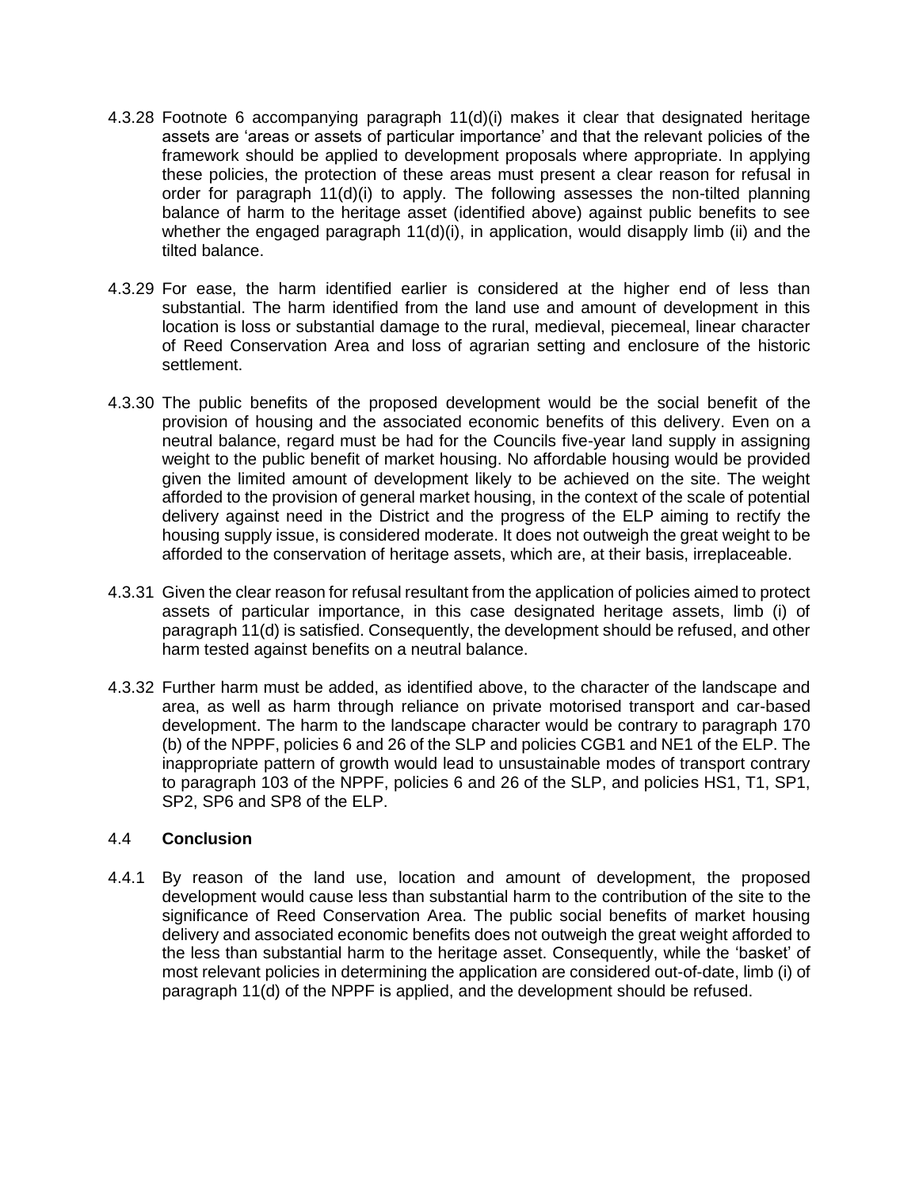4.3.28 Footnote 6 accompanying paragraph 11(d)(i) makes it clear that designated heritage assets are 'areas or assets of particular importance' and that the relevant policies of the framework should be applied to development proposals where appropriate. In applying these policies, the protection of these areas must present a clear reason for refusal in order for paragraph 11(d)(i) to apply. The following assesses the non-tilted planning balance of harm to the heritage asset (identified above) against public benefits to see whether the engaged paragraph 11(d)(i), in application, would disapply limb (ii) and the tilted balance.

4.3.29 For ease, the harm identified earlier is considered at the higher end of less than substantial. The harm identified from the land use and amount of development in this location is loss or substantial damage to the rural, medieval, piecemeal, linear character of Reed Conservation Area and loss of agrarian setting and enclosure of the historic settlement.

4.3.30 The public benefits of the proposed development would be the social benefit of the provision of housing and the associated economic benefits of this delivery. Even on a neutral balance, regard must be had for the Councils five-year land supply in assigning weight to the public benefit of market housing. No affordable housing would be provided given the limited amount of development likely to be achieved on the site. The weight afforded to the provision of general market housing, in the context of the scale of potential delivery against need in the District and the progress of the ELP aiming to rectify the housing supply issue, is considered moderate. It does not outweigh the great weight to be afforded to the conservation of heritage assets, which are, at their basis, irreplaceable.

4.3.31 Given the clear reason for refusal resultant from the application of policies aimed to protect assets of particular importance, in this case designated heritage assets, limb (i) of paragraph 11(d) is satisfied. Consequently, the development should be refused, and other harm tested against benefits on a neutral balance.

4.3.32 Further harm must be added, as identified above, to the character of the landscape and area, as well as harm through reliance on private motorised transport and car-based development. The harm to the landscape character would be contrary to paragraph 170 (b) of the NPPF, policies 6 and 26 of the SLP and policies CGB1 and NE1 of the ELP. The inappropriate pattern of growth would lead to unsustainable modes of transport contrary to paragraph 103 of the NPPF, policies 6 and 26 of the SLP, and policies HS1, T1, SP1, SP2, SP6 and SP8 of the ELP.

## 4.4 Conclusion

4.4.1 By reason of the land use, location and amount of development, the proposed development would cause less than substantial harm to the contribution of the site to the significance of Reed Conservation Area. The public social benefits of market housing delivery and associated economic benefits does not outweigh the great weight afforded to the less than substantial harm to the heritage asset. Consequently, while the 'basket' of most relevant policies in determining the application are considered out-of-date, limb (i) of paragraph 11(d) of the NPPF is applied, and the development should be refused.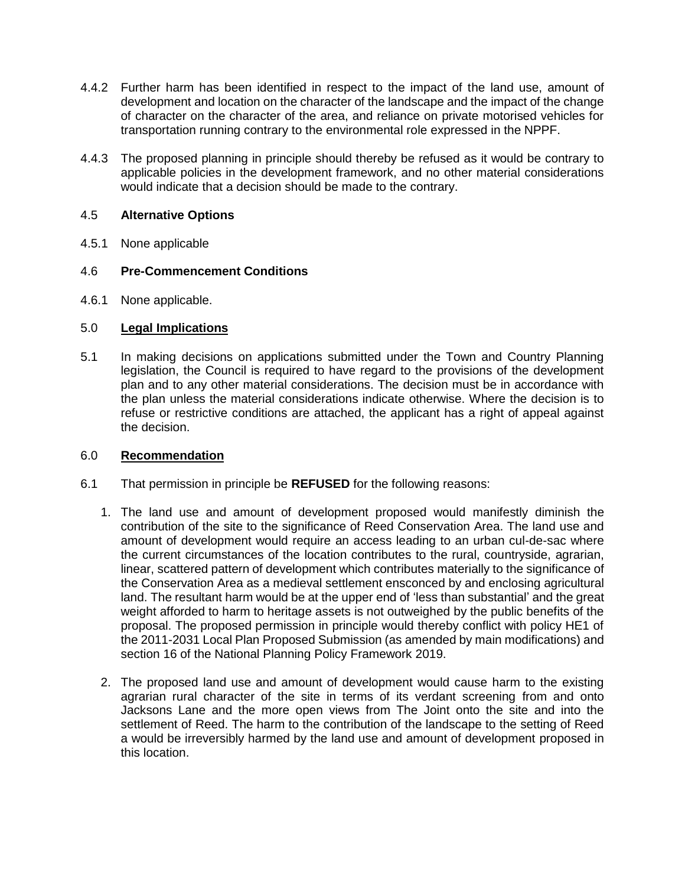4.4.2 Further harm has been identified in respect to the impact of the land use, amount of development and location on the character of the landscape and the impact of the change of character on the character of the area, and reliance on private motorised vehicles for transportation running contrary to the environmental role expressed in the NPPF.

4.4.3 The proposed planning in principle should thereby be refused as it would be contrary to applicable policies in the development framework, and no other material considerations would indicate that a decision should be made to the contrary.

4.5 **Alternative Options**

4.5.1 None applicable

4.6 **Pre-Commencement Conditions**

4.6.1 None applicable.

5.0 **Legal Implications**

5.1 In making decisions on applications submitted under the Town and Country Planning legislation, the Council is required to have regard to the provisions of the development plan and to any other material considerations. The decision must be in accordance with the plan unless the material considerations indicate otherwise. Where the decision is to refuse or restrictive conditions are attached, the applicant has a right of appeal against the decision.

6.0 **Recommendation**

6.1 That permission in principle be **REFUSED** for the following reasons:

1. The land use and amount of development proposed would manifestly diminish the contribution of the site to the significance of Reed Conservation Area. The land use and amount of development would require an access leading to an urban cul-de-sac where the current circumstances of the location contributes to the rural, countryside, agrarian, linear, scattered pattern of development which contributes materially to the significance of the Conservation Area as a medieval settlement ensconced by and enclosing agricultural land. The resultant harm would be at the upper end of 'less than substantial' and the great weight afforded to harm to heritage assets is not outweighed by the public benefits of the proposal. The proposed permission in principle would thereby conflict with policy HE1 of the 2011-2031 Local Plan Proposed Submission (as amended by main modifications) and section 16 of the National Planning Policy Framework 2019.

2. The proposed land use and amount of development would cause harm to the existing agrarian rural character of the site in terms of its verdant screening from and onto Jacksons Lane and the more open views from The Joint onto the site and into the settlement of Reed. The harm to the contribution of the landscape to the setting of Reed a would be irreversibly harmed by the land use and amount of development proposed in this location.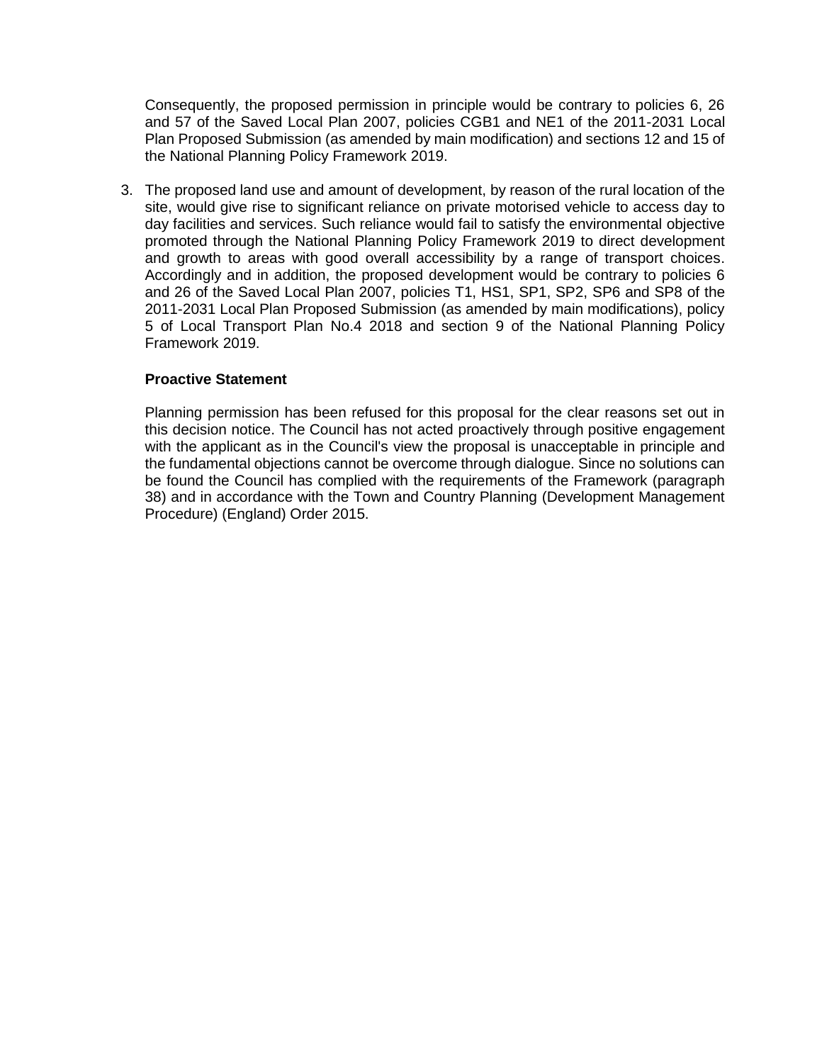Consequently, the proposed permission in principle would be contrary to policies 6, 26 and 57 of the Saved Local Plan 2007, policies CGB1 and NE1 of the 2011-2031 Local Plan Proposed Submission (as amended by main modification) and sections 12 and 15 of the National Planning Policy Framework 2019.

3. The proposed land use and amount of development, by reason of the rural location of the site, would give rise to significant reliance on private motorised vehicle to access day to day facilities and services. Such reliance would fail to satisfy the environmental objective promoted through the National Planning Policy Framework 2019 to direct development and growth to areas with good overall accessibility by a range of transport choices. Accordingly and in addition, the proposed development would be contrary to policies 6 and 26 of the Saved Local Plan 2007, policies T1, HS1, SP1, SP2, SP6 and SP8 of the 2011-2031 Local Plan Proposed Submission (as amended by main modifications), policy 5 of Local Transport Plan No.4 2018 and section 9 of the National Planning Policy Framework 2019.

**Proactive Statement**

Planning permission has been refused for this proposal for the clear reasons set out in this decision notice. The Council has not acted proactively through positive engagement with the applicant as in the Council's view the proposal is unacceptable in principle and the fundamental objections cannot be overcome through dialogue. Since no solutions can be found the Council has complied with the requirements of the Framework (paragraph 38) and in accordance with the Town and Country Planning (Development Management Procedure) (England) Order 2015.